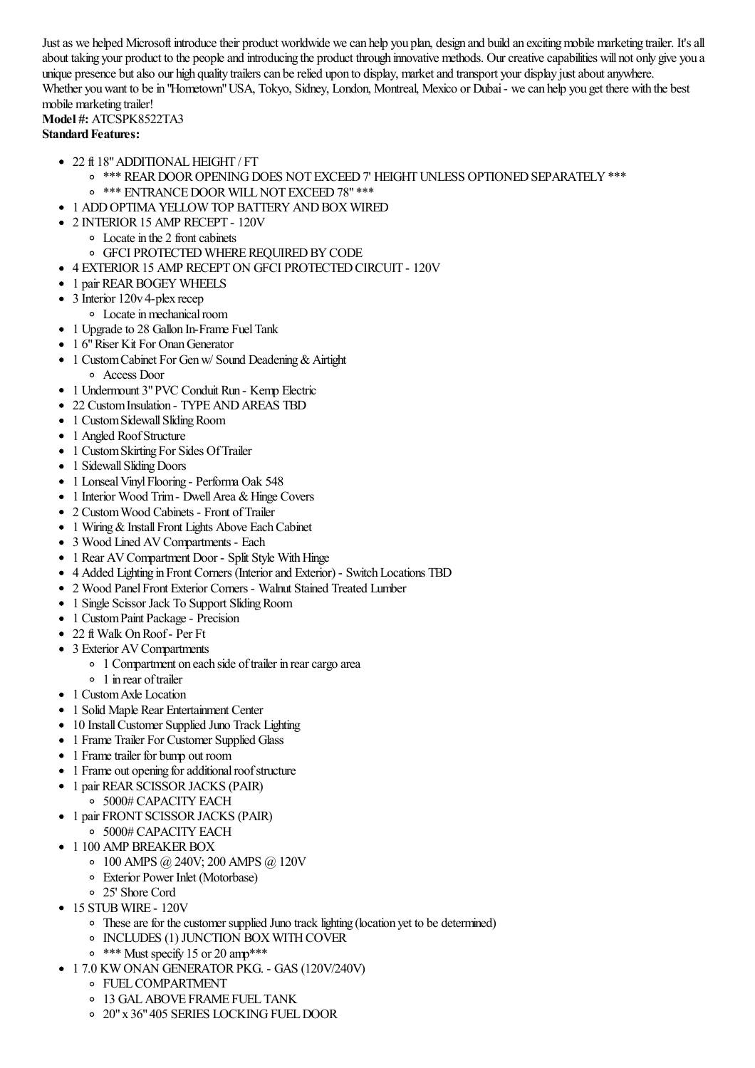Just as we helped Microsoft introduce their product worldwide we can help you plan, design and build an exciting mobile marketing trailer. It's all about taking your product to the people and introducing the product through innovative methods. Our creative capabilities will not only give you a unique presence but also our high quality trailers can be relied upon to display, market and transport your display just about anywhere.
Whether you want to be in "Hometown" USA, Tokyo, Sidney, London, Montreal, Mexico or Dubai - we can help you get there with the best mobile marketing trailer!

**Model #:** ATCSPK8522TA3

**Standard Features:**

- 22 ft 18" ADDITIONAL HEIGHT / FT
  - *** REAR DOOR OPENING DOES NOT EXCEED 7' HEIGHT UNLESS OPTIONED SEPARATELY ***
  - *** ENTRANCE DOOR WILL NOT EXCEED 78" ***
- 1 ADD OPTIMA YELLOW TOP BATTERY AND BOX WIRED
- 2 INTERIOR 15 AMP RECEPT - 120V
  - Locate in the 2 front cabinets
  - GFCI PROTECTED WHERE REQUIRED BY CODE
- 4 EXTERIOR 15 AMP RECEPT ON GFCI PROTECTED CIRCUIT - 120V
- 1 pair REAR BOGEY WHEELS
- 3 Interior 120v 4-plex recep
  - Locate in mechanical room
- 1 Upgrade to 28 Gallon In-Frame Fuel Tank
- 1 6" Riser Kit For Onan Generator
- 1 Custom Cabinet For Gen w/ Sound Deadening & Airtight
  - Access Door
- 1 Undermount 3" PVC Conduit Run - Kemp Electric
- 22 Custom Insulation - TYPE AND AREAS TBD
- 1 Custom Sidewall Sliding Room
- 1 Angled Roof Structure
- 1 Custom Skirting For Sides Of Trailer
- 1 Sidewall Sliding Doors
- 1 Lonseal Vinyl Flooring - Performa Oak 548
- 1 Interior Wood Trim - Dwell Area & Hinge Covers
- 2 Custom Wood Cabinets - Front of Trailer
- 1 Wiring & Install Front Lights Above Each Cabinet
- 3 Wood Lined AV Compartments - Each
- 1 Rear AV Compartment Door - Split Style With Hinge
- 4 Added Lighting in Front Corners (Interior and Exterior) - Switch Locations TBD
- 2 Wood Panel Front Exterior Corners - Walnut Stained Treated Lumber
- 1 Single Scissor Jack To Support Sliding Room
- 1 Custom Paint Package - Precision
- 22 ft Walk On Roof - Per Ft
- 3 Exterior AV Compartments
  - 1 Compartment on each side of trailer in rear cargo area
  - 1 in rear of trailer
- 1 Custom Axle Location
- 1 Solid Maple Rear Entertainment Center
- 10 Install Customer Supplied Juno Track Lighting
- 1 Frame Trailer For Customer Supplied Glass
- 1 Frame trailer for bump out room
- 1 Frame out opening for additional roof structure
- 1 pair REAR SCISSOR JACKS (PAIR)
  - 5000# CAPACITY EACH
- 1 pair FRONT SCISSOR JACKS (PAIR)
  - 5000# CAPACITY EACH
- 1 100 AMP BREAKER BOX
  - 100 AMPS @ 240V; 200 AMPS @ 120V
  - Exterior Power Inlet (Motorbase)
  - 25' Shore Cord
- 15 STUB WIRE - 120V
  - These are for the customer supplied Juno track lighting (location yet to be determined)
  - INCLUDES (1) JUNCTION BOX WITH COVER
  - *** Must specify 15 or 20 amp***
- 1 7.0 KW ONAN GENERATOR PKG. - GAS (120V/240V)
  - FUEL COMPARTMENT
  - 13 GAL ABOVE FRAME FUEL TANK
  - 20" x 36" 405 SERIES LOCKING FUEL DOOR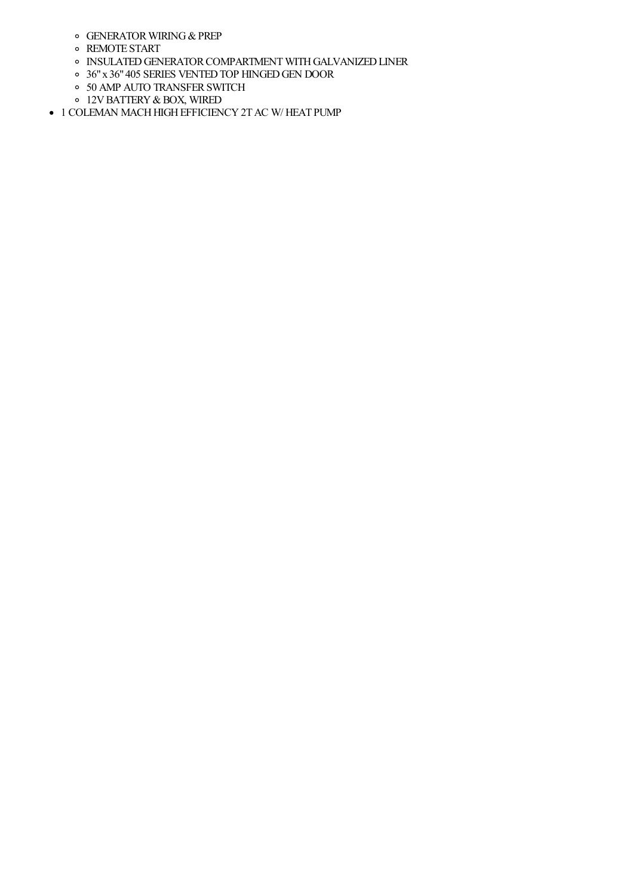- GENERATOR WIRING & PREP
  - REMOTE START
  - INSULATED GENERATOR COMPARTMENT WITH GALVANIZED LINER
  - 36" x 36" 405 SERIES VENTED TOP HINGED GEN DOOR
  - 50 AMP AUTO TRANSFER SWITCH
  - 12V BATTERY & BOX, WIRED
- 1 COLEMAN MACH HIGH EFFICIENCY 2T AC W/ HEAT PUMP